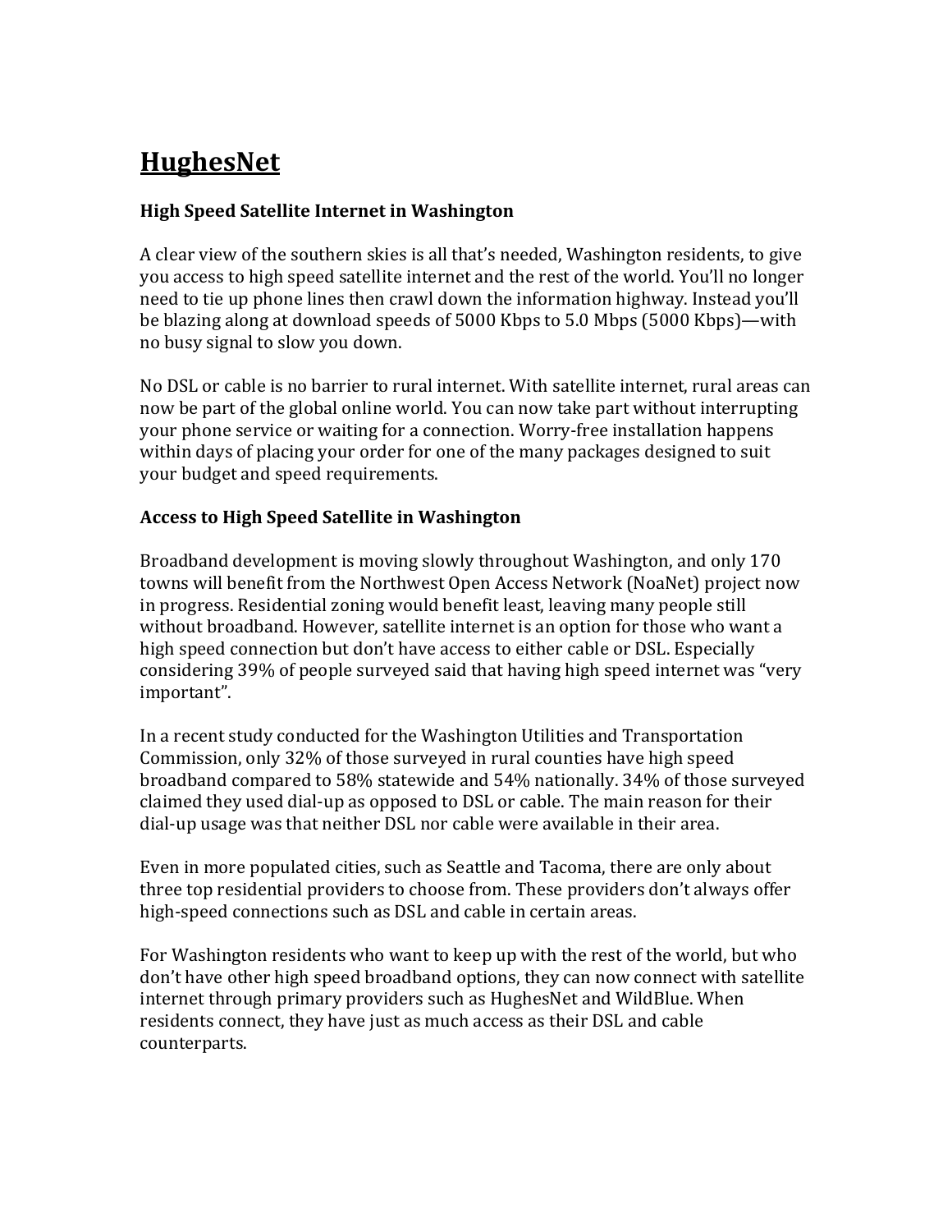# HughesNet

### High Speed Satellite Internet in Washington

A clear view of the southern skies is all that's needed, Washington residents, to give you access to high speed satellite internet and the rest of the world. You'll no longer need to tie up phone lines then crawl down the information highway. Instead you'll be blazing along at download speeds of 5000 Kbps to 5.0 Mbps (5000 Kbps)—with no busy signal to slow you down.

No DSL or cable is no barrier to rural internet. With satellite internet, rural areas can now be part of the global online world. You can now take part without interrupting your phone service or waiting for a connection. Worry-free installation happens within days of placing your order for one of the many packages designed to suit your budget and speed requirements.

### Access to High Speed Satellite in Washington

Broadband development is moving slowly throughout Washington, and only 170 towns will benefit from the Northwest Open Access Network (NoaNet) project now in progress. Residential zoning would benefit least, leaving many people still without broadband. However, satellite internet is an option for those who want a high speed connection but don't have access to either cable or DSL. Especially considering 39% of people surveyed said that having high speed internet was "very important".

In a recent study conducted for the Washington Utilities and Transportation Commission, only 32% of those surveyed in rural counties have high speed broadband compared to 58% statewide and 54% nationally. 34% of those surveyed claimed they used dial-up as opposed to DSL or cable. The main reason for their dial-up usage was that neither DSL nor cable were available in their area.

Even in more populated cities, such as Seattle and Tacoma, there are only about three top residential providers to choose from. These providers don't always offer high-speed connections such as DSL and cable in certain areas.

For Washington residents who want to keep up with the rest of the world, but who don't have other high speed broadband options, they can now connect with satellite internet through primary providers such as HughesNet and WildBlue. When residents connect, they have just as much access as their DSL and cable counterparts.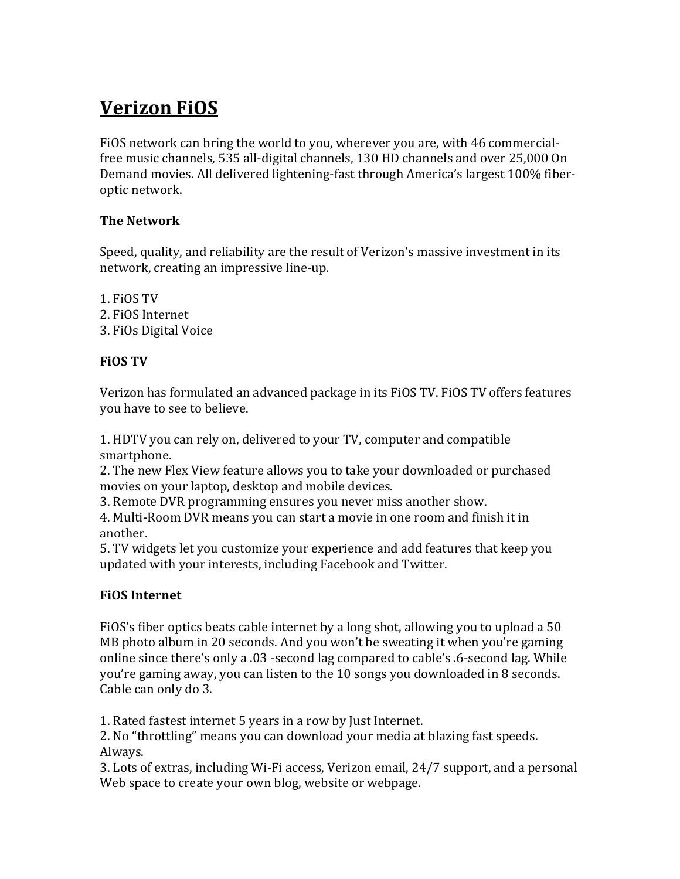# Verizon FiOS

FiOS network can bring the world to you, wherever you are, with 46 commercial-free music channels, 535 all-digital channels, 130 HD channels and over 25,000 On Demand movies. All delivered lightening-fast through America's largest 100% fiber-optic network.

**The Network**

Speed, quality, and reliability are the result of Verizon's massive investment in its network, creating an impressive line-up.

1. FiOS TV
2. FiOS Internet
3. FiOs Digital Voice

**FiOS TV**

Verizon has formulated an advanced package in its FiOS TV. FiOS TV offers features you have to see to believe.

1. HDTV you can rely on, delivered to your TV, computer and compatible smartphone.
2. The new Flex View feature allows you to take your downloaded or purchased movies on your laptop, desktop and mobile devices.
3. Remote DVR programming ensures you never miss another show.
4. Multi-Room DVR means you can start a movie in one room and finish it in another.
5. TV widgets let you customize your experience and add features that keep you updated with your interests, including Facebook and Twitter.

**FiOS Internet**

FiOS's fiber optics beats cable internet by a long shot, allowing you to upload a 50 MB photo album in 20 seconds. And you won't be sweating it when you're gaming online since there's only a .03 -second lag compared to cable's .6-second lag. While you're gaming away, you can listen to the 10 songs you downloaded in 8 seconds. Cable can only do 3.

1. Rated fastest internet 5 years in a row by Just Internet.
2. No "throttling" means you can download your media at blazing fast speeds. Always.
3. Lots of extras, including Wi-Fi access, Verizon email, 24/7 support, and a personal Web space to create your own blog, website or webpage.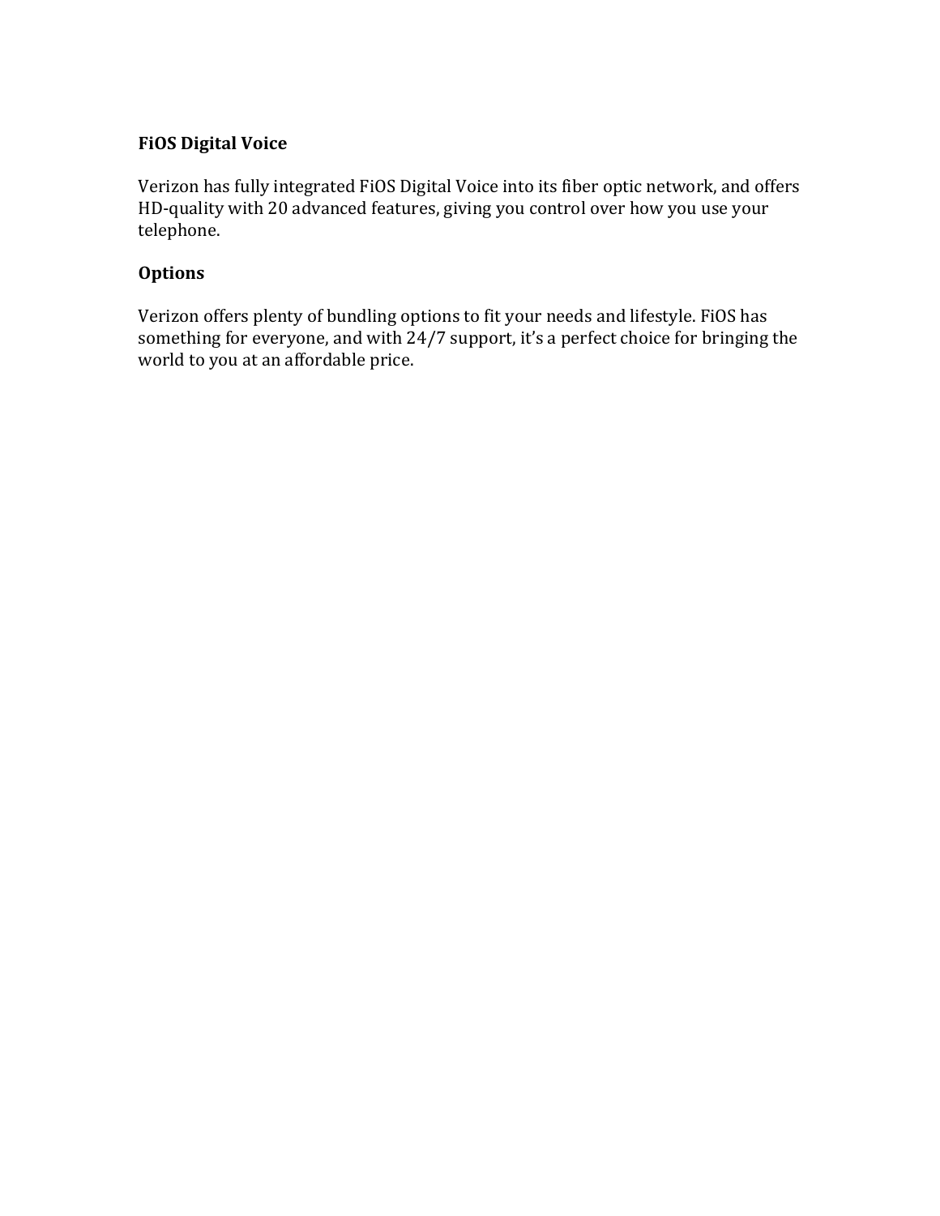**FiOS Digital Voice**

Verizon has fully integrated FiOS Digital Voice into its fiber optic network, and offers HD-quality with 20 advanced features, giving you control over how you use your telephone.

**Options**

Verizon offers plenty of bundling options to fit your needs and lifestyle. FiOS has something for everyone, and with 24/7 support, it's a perfect choice for bringing the world to you at an affordable price.